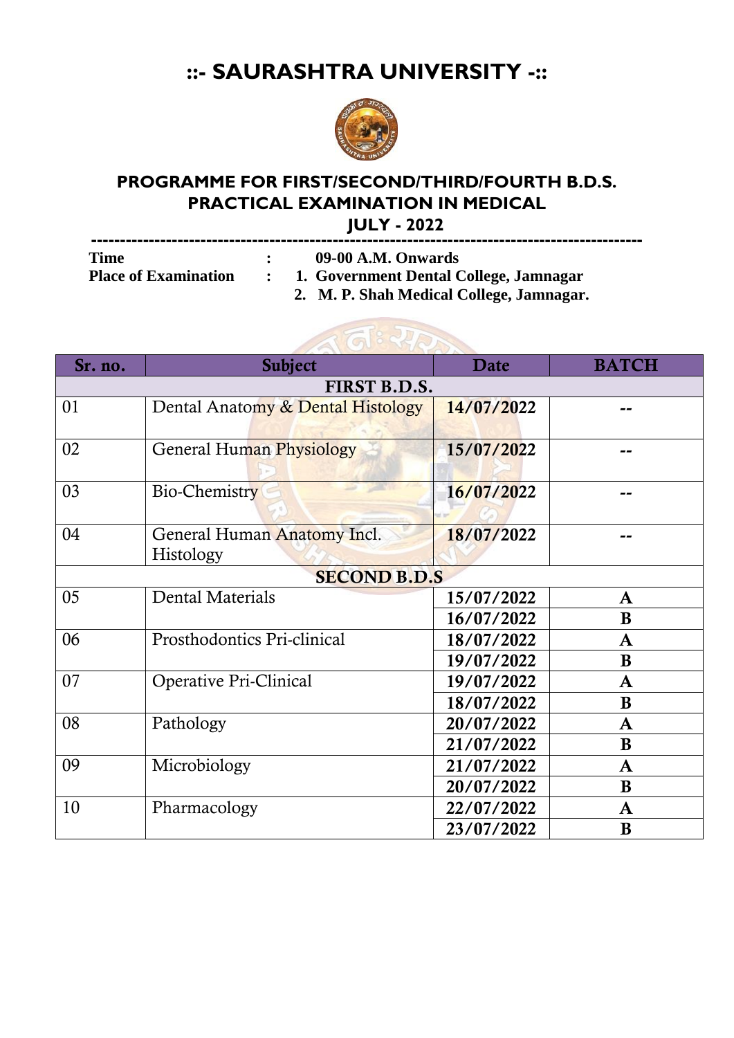# ::- SAURASHTRA UNIVERSITY -::

## PROGRAMME FOR FIRST/SECOND/THIRD/FOURTH B.D.S. PRACTICAL EXAMINATION IN MEDICAL

## JULY - 2022

---

**Time** : **09-00 A.M. Onwards**

**Place of Examination** :
1. **Government Dental College, Jamnagar**
2. **M. P. Shah Medical College, Jamnagar.**

| Sr. no. | Subject | Date | BATCH |
|---|---|---|---|
| **FIRST B.D.S.** | | | |
| 01 | Dental Anatomy & Dental Histology | **14/07/2022** | **--** |
| 02 | General Human Physiology | **15/07/2022** | **--** |
| 03 | Bio-Chemistry | **16/07/2022** | **--** |
| 04 | General Human Anatomy Incl. Histology | **18/07/2022** | **--** |
| **SECOND B.D.S** | | | |
| 05 | Dental Materials | **15/07/2022** | **A** |
| | | **16/07/2022** | **B** |
| 06 | Prosthodontics Pri-clinical | **18/07/2022** | **A** |
| | | **19/07/2022** | **B** |
| 07 | Operative Pri-Clinical | **19/07/2022** | **A** |
| | | **18/07/2022** | **B** |
| 08 | Pathology | **20/07/2022** | **A** |
| | | **21/07/2022** | **B** |
| 09 | Microbiology | **21/07/2022** | **A** |
| | | **20/07/2022** | **B** |
| 10 | Pharmacology | **22/07/2022** | **A** |
| | | **23/07/2022** | **B** |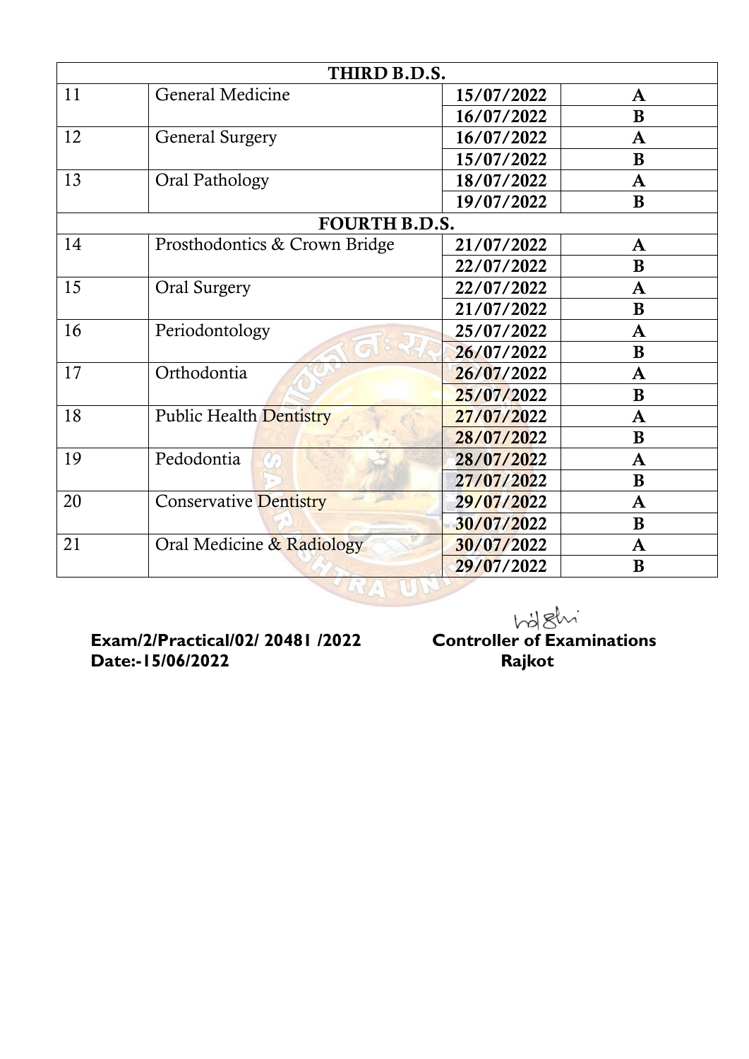| | | | |
|---|---|---|---|
| **THIRD B.D.S.** | | | |
| 11 | General Medicine | **15/07/2022** | **A** |
| | | **16/07/2022** | **B** |
| 12 | General Surgery | **16/07/2022** | **A** |
| | | **15/07/2022** | **B** |
| 13 | Oral Pathology | **18/07/2022** | **A** |
| | | **19/07/2022** | **B** |
| **FOURTH B.D.S.** | | | |
| 14 | Prosthodontics & Crown Bridge | **21/07/2022** | **A** |
| | | **22/07/2022** | **B** |
| 15 | Oral Surgery | **22/07/2022** | **A** |
| | | **21/07/2022** | **B** |
| 16 | Periodontology | **25/07/2022** | **A** |
| | | **26/07/2022** | **B** |
| 17 | Orthodontia | **26/07/2022** | **A** |
| | | **25/07/2022** | **B** |
| 18 | Public Health Dentistry | **27/07/2022** | **A** |
| | | **28/07/2022** | **B** |
| 19 | Pedodontia | **28/07/2022** | **A** |
| | | **27/07/2022** | **B** |
| 20 | Conservative Dentistry | **29/07/2022** | **A** |
| | | **30/07/2022** | **B** |
| 21 | Oral Medicine & Radiology | **30/07/2022** | **A** |
| | | **29/07/2022** | **B** |

**Exam/2/Practical/02/ 20481 /2022**
**Date:-15/06/2022**

**Controller of Examinations**
**Rajkot**